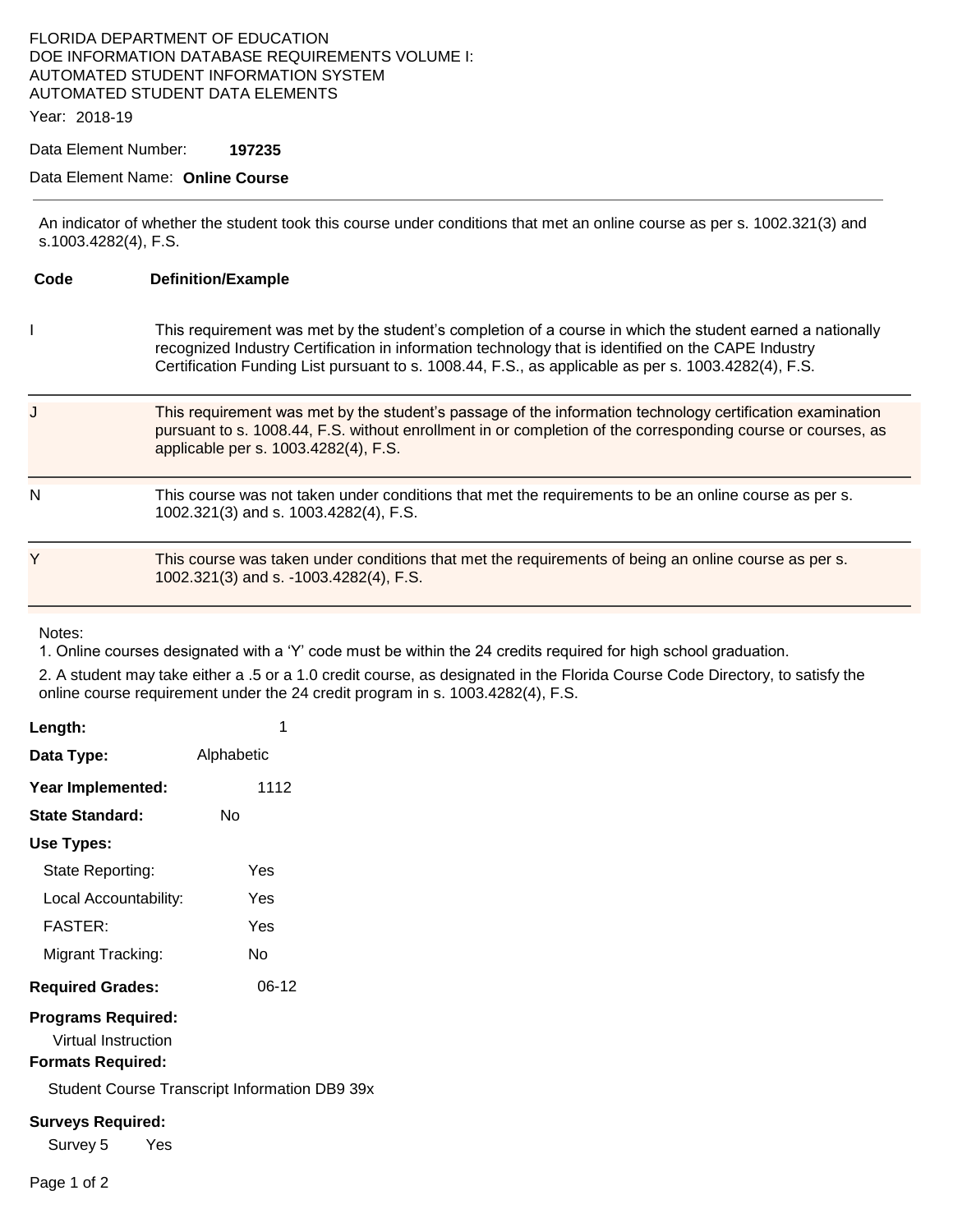FLORIDA DEPARTMENT OF EDUCATION
DOE INFORMATION DATABASE REQUIREMENTS VOLUME I:
AUTOMATED STUDENT INFORMATION SYSTEM
AUTOMATED STUDENT DATA ELEMENTS

Year: 2018-19

Data Element Number: **197235**

Data Element Name: **Online Course**

---

An indicator of whether the student took this course under conditions that met an online course as per s. 1002.321(3) and s.1003.4282(4), F.S.

| Code | Definition/Example |
|---|---|
| I | This requirement was met by the student's completion of a course in which the student earned a nationally recognized Industry Certification in information technology that is identified on the CAPE Industry Certification Funding List pursuant to s. 1008.44, F.S., as applicable as per s. 1003.4282(4), F.S. |
| J | This requirement was met by the student's passage of the information technology certification examination pursuant to s. 1008.44, F.S. without enrollment in or completion of the corresponding course or courses, as applicable per s. 1003.4282(4), F.S. |
| N | This course was not taken under conditions that met the requirements to be an online course as per s. 1002.321(3) and s. 1003.4282(4), F.S. |
| Y | This course was taken under conditions that met the requirements of being an online course as per s. 1002.321(3) and s. -1003.4282(4), F.S. |

Notes:

1. Online courses designated with a 'Y' code must be within the 24 credits required for high school graduation.
2. A student may take either a .5 or a 1.0 credit course, as designated in the Florida Course Code Directory, to satisfy the online course requirement under the 24 credit program in s. 1003.4282(4), F.S.

**Length:** 1

**Data Type:** Alphabetic

**Year Implemented:** 1112

**State Standard:** No

**Use Types:**

- State Reporting: Yes
- Local Accountability: Yes
- FASTER: Yes
- Migrant Tracking: No

**Required Grades:** 06-12

**Programs Required:**

Virtual Instruction

**Formats Required:**

Student Course Transcript Information DB9 39x

**Surveys Required:**

Survey 5 Yes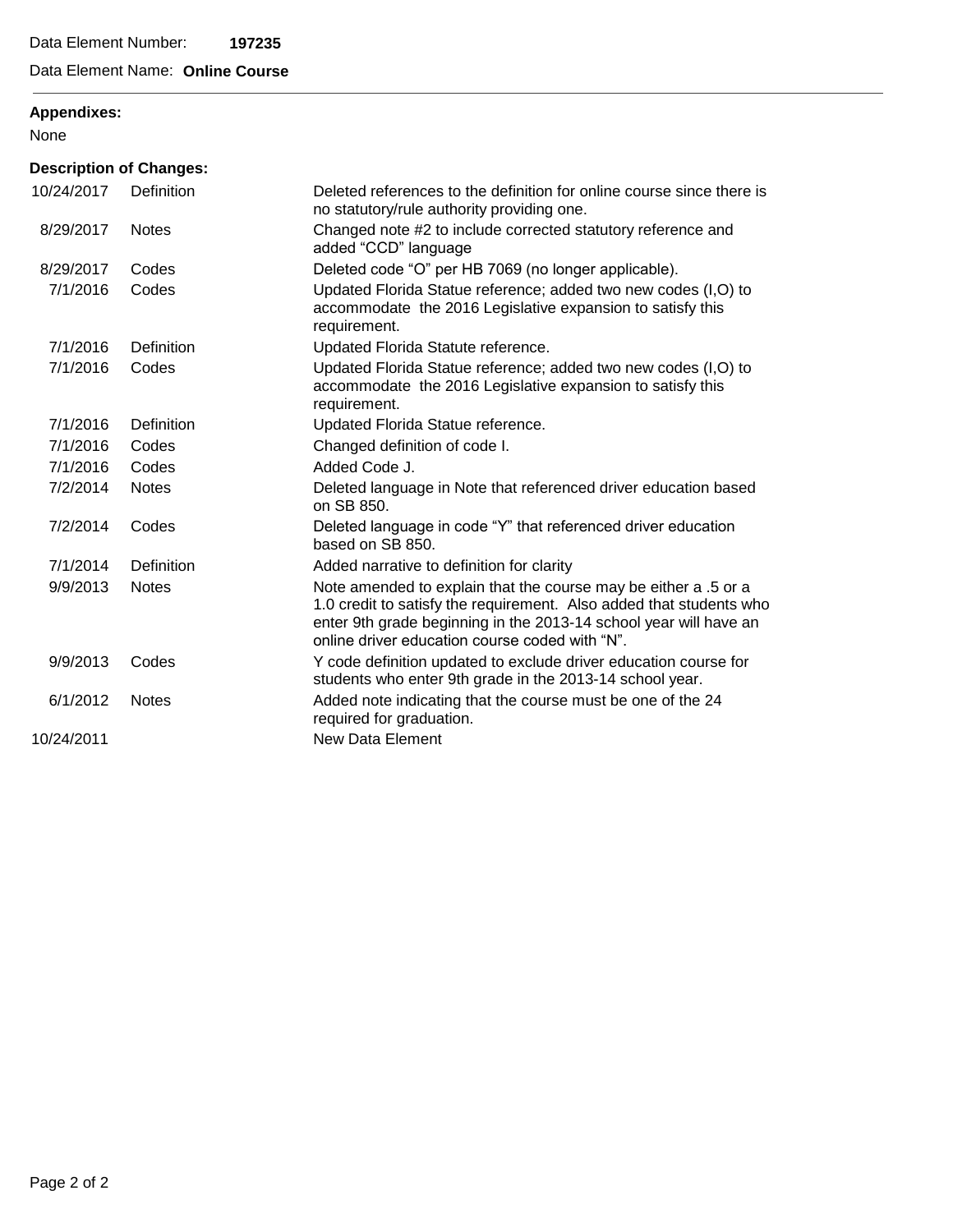Data Element Number: **197235**

Data Element Name: **Online Course**

---

**Appendixes:**

None

**Description of Changes:**

| | | |
|---|---|---|
| 10/24/2017 | Definition | Deleted references to the definition for online course since there is no statutory/rule authority providing one. |
| 8/29/2017 | Notes | Changed note #2 to include corrected statutory reference and added "CCD" language |
| 8/29/2017 | Codes | Deleted code "O" per HB 7069 (no longer applicable). |
| 7/1/2016 | Codes | Updated Florida Statue reference; added two new codes (I,O) to accommodate the 2016 Legislative expansion to satisfy this requirement. |
| 7/1/2016 | Definition | Updated Florida Statute reference. |
| 7/1/2016 | Codes | Updated Florida Statue reference; added two new codes (I,O) to accommodate the 2016 Legislative expansion to satisfy this requirement. |
| 7/1/2016 | Definition | Updated Florida Statue reference. |
| 7/1/2016 | Codes | Changed definition of code I. |
| 7/1/2016 | Codes | Added Code J. |
| 7/2/2014 | Notes | Deleted language in Note that referenced driver education based on SB 850. |
| 7/2/2014 | Codes | Deleted language in code "Y" that referenced driver education based on SB 850. |
| 7/1/2014 | Definition | Added narrative to definition for clarity |
| 9/9/2013 | Notes | Note amended to explain that the course may be either a .5 or a 1.0 credit to satisfy the requirement. Also added that students who enter 9th grade beginning in the 2013-14 school year will have an online driver education course coded with "N". |
| 9/9/2013 | Codes | Y code definition updated to exclude driver education course for students who enter 9th grade in the 2013-14 school year. |
| 6/1/2012 | Notes | Added note indicating that the course must be one of the 24 required for graduation. |
| 10/24/2011 | | New Data Element |